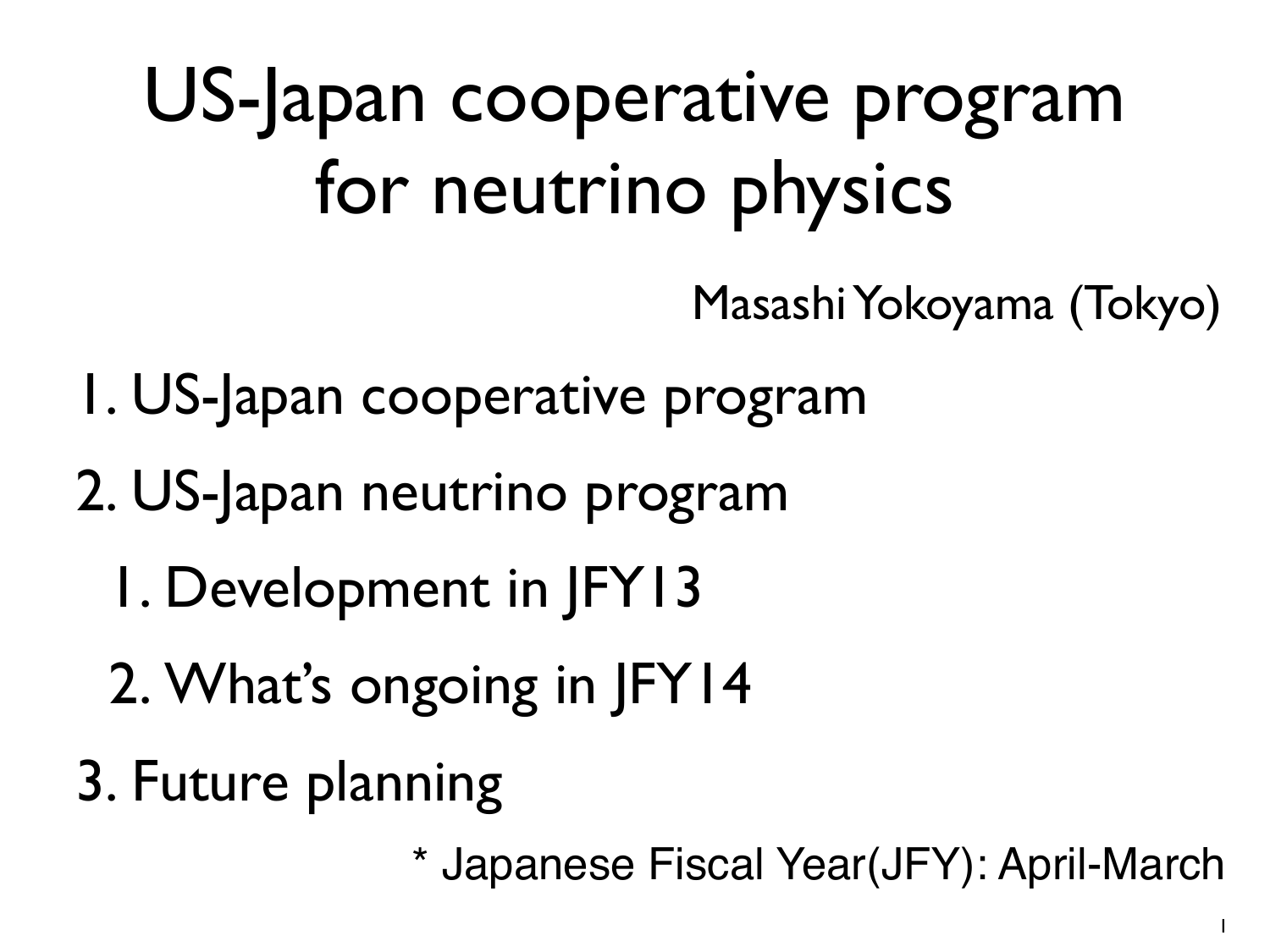# US-Japan cooperative program for neutrino physics

Masashi Yokoyama (Tokyo)

1. US-Japan cooperative program
2. US-Japan neutrino program
   1. Development in JFY13
   2. What's ongoing in JFY14
3. Future planning

* Japanese Fiscal Year(JFY): April-March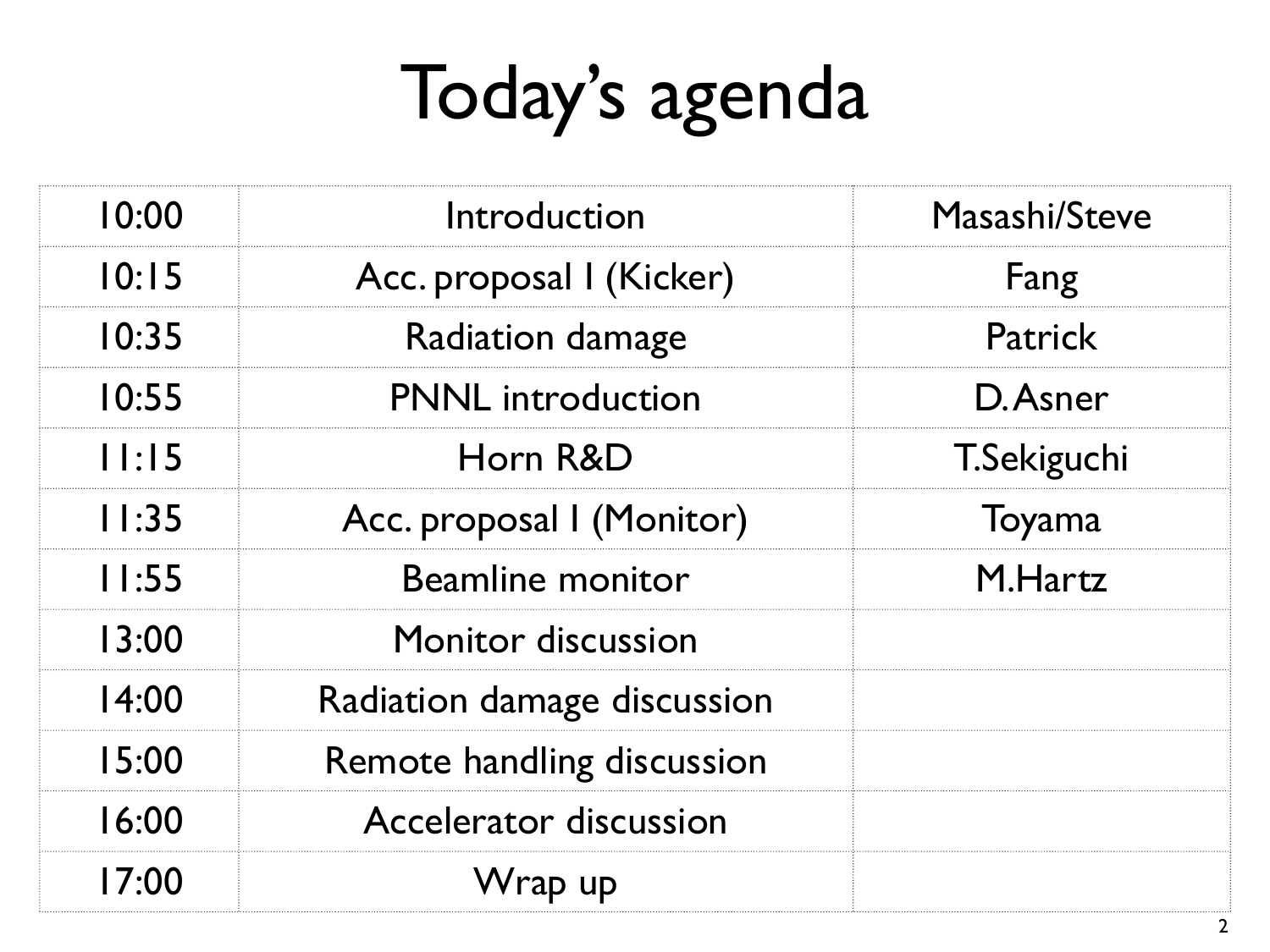# Today's agenda

| | | |
|---|---|---|
| 10:00 | Introduction | Masashi/Steve |
| 10:15 | Acc. proposal I (Kicker) | Fang |
| 10:35 | Radiation damage | Patrick |
| 10:55 | PNNL introduction | D. Asner |
| 11:15 | Horn R&D | T.Sekiguchi |
| 11:35 | Acc. proposal I (Monitor) | Toyama |
| 11:55 | Beamline monitor | M.Hartz |
| 13:00 | Monitor discussion | |
| 14:00 | Radiation damage discussion | |
| 15:00 | Remote handling discussion | |
| 16:00 | Accelerator discussion | |
| 17:00 | Wrap up | |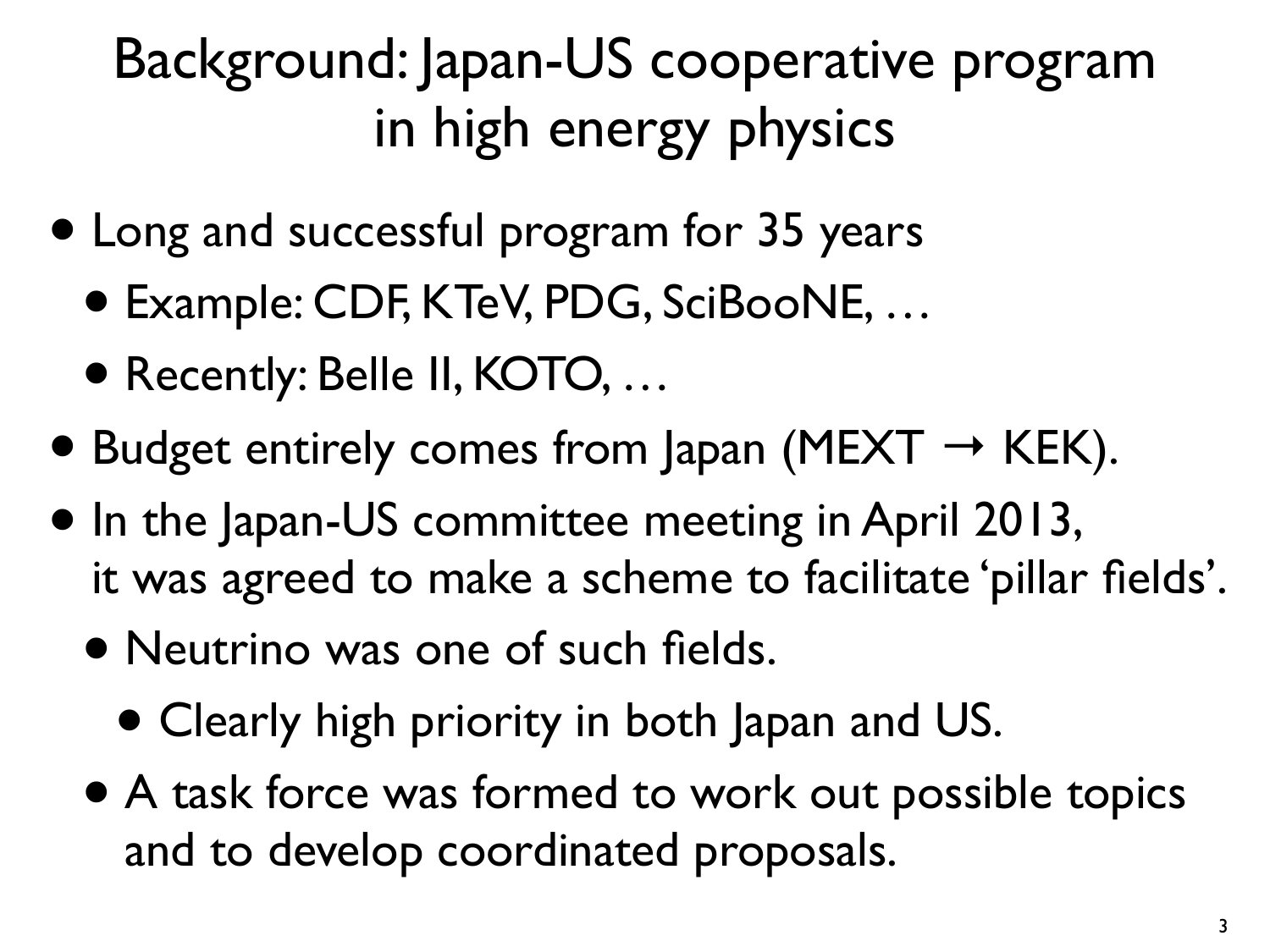# Background: Japan-US cooperative program in high energy physics

- Long and successful program for 35 years
  - Example: CDF, KTeV, PDG, SciBooNE, …
  - Recently: Belle II, KOTO, …
- Budget entirely comes from Japan (MEXT → KEK).
- In the Japan-US committee meeting in April 2013, it was agreed to make a scheme to facilitate 'pillar fields'.
  - Neutrino was one of such fields.
    - Clearly high priority in both Japan and US.
  - A task force was formed to work out possible topics and to develop coordinated proposals.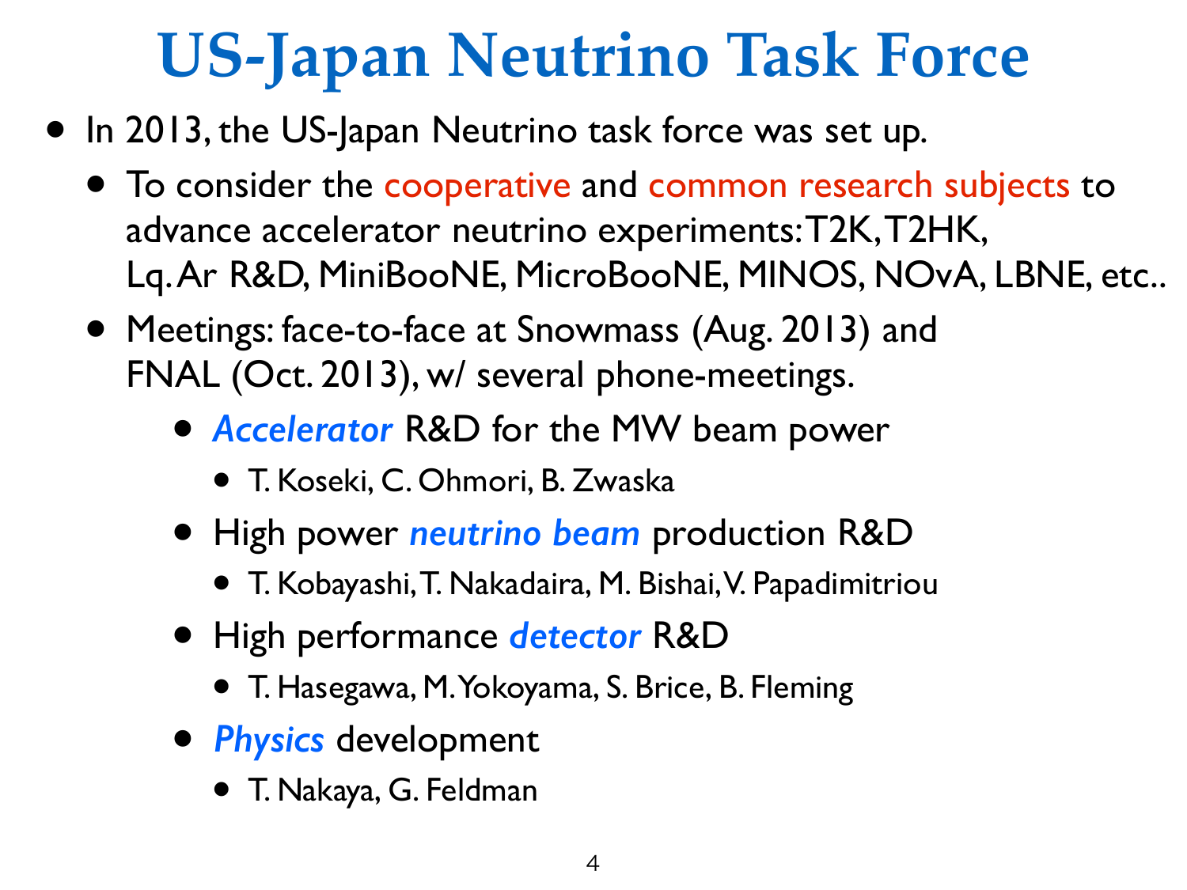# US-Japan Neutrino Task Force

- In 2013, the US-Japan Neutrino task force was set up.
  - To consider the cooperative and common research subjects to advance accelerator neutrino experiments: T2K, T2HK, Lq. Ar R&D, MiniBooNE, MicroBooNE, MINOS, NOvA, LBNE, etc..
  - Meetings: face-to-face at Snowmass (Aug. 2013) and FNAL (Oct. 2013), w/ several phone-meetings.
    - ***Accelerator*** R&D for the MW beam power
      - T. Koseki, C. Ohmori, B. Zwaska
    - High power ***neutrino beam*** production R&D
      - T. Kobayashi, T. Nakadaira, M. Bishai, V. Papadimitriou
    - High performance ***detector*** R&D
      - T. Hasegawa, M. Yokoyama, S. Brice, B. Fleming
    - ***Physics*** development
      - T. Nakaya, G. Feldman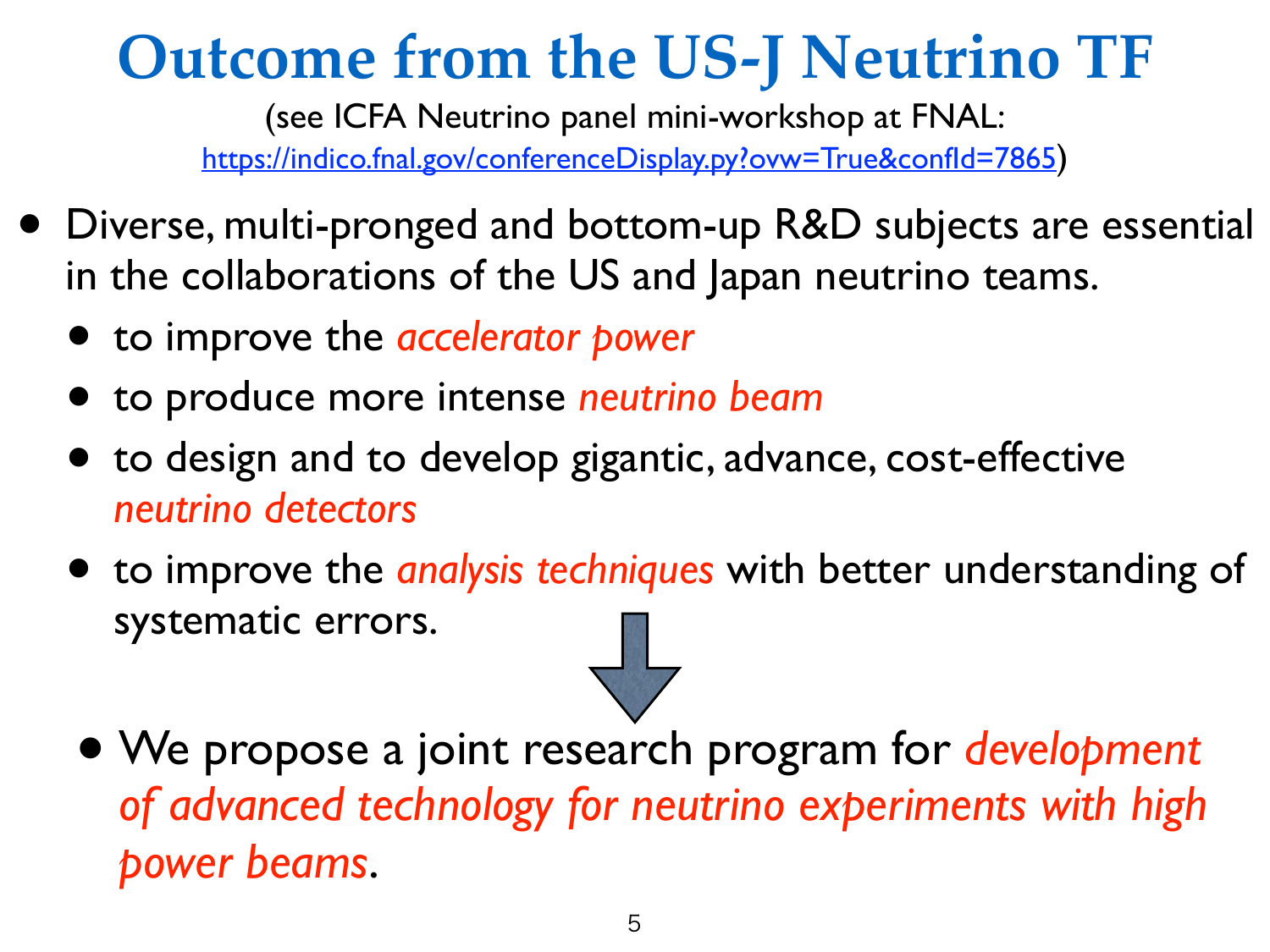# Outcome from the US-J Neutrino TF

(see ICFA Neutrino panel mini-workshop at FNAL: https://indico.fnal.gov/conferenceDisplay.py?ovw=True&confId=7865)

- Diverse, multi-pronged and bottom-up R&D subjects are essential in the collaborations of the US and Japan neutrino teams.
  - to improve the *accelerator power*
  - to produce more intense *neutrino beam*
  - to design and to develop gigantic, advance, cost-effective *neutrino detectors*
  - to improve the *analysis techniques* with better understanding of systematic errors.

- We propose a joint research program for *development of advanced technology for neutrino experiments with high power beams*.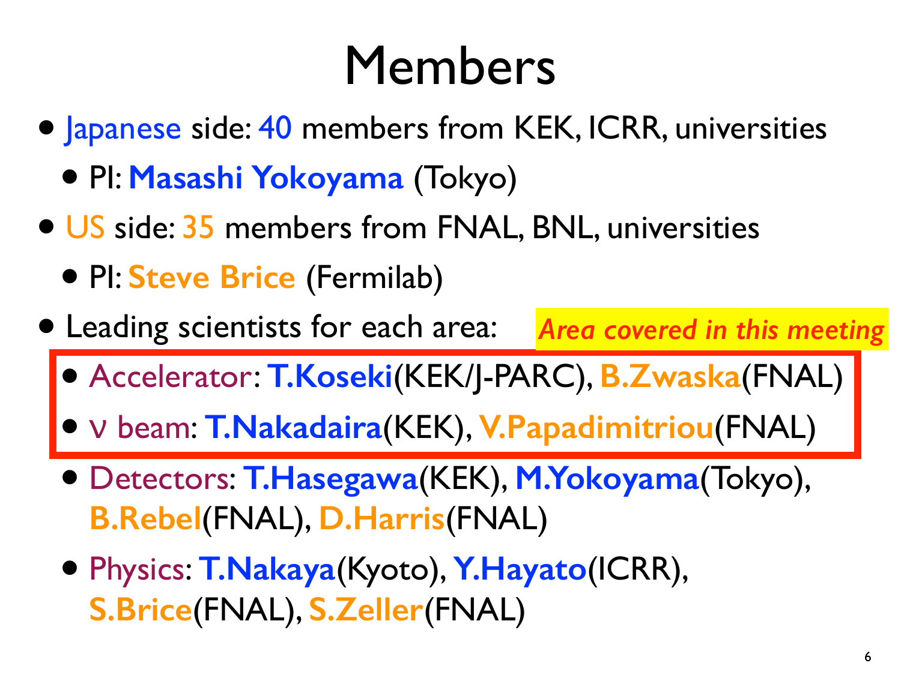# Members

- Japanese side: 40 members from KEK, ICRR, universities
  - PI: **Masashi Yokoyama** (Tokyo)
- US side: 35 members from FNAL, BNL, universities
  - PI: **Steve Brice** (Fermilab)
- Leading scientists for each area: *Area covered in this meeting*
  - Accelerator: **T.Koseki**(KEK/J-PARC), **B.Zwaska**(FNAL)
  - $\nu$ beam: **T.Nakadaira**(KEK), **V.Papadimitriou**(FNAL)
  - Detectors: **T.Hasegawa**(KEK), **M.Yokoyama**(Tokyo), **B.Rebel**(FNAL), **D.Harris**(FNAL)
  - Physics: **T.Nakaya**(Kyoto), **Y.Hayato**(ICRR), **S.Brice**(FNAL), **S.Zeller**(FNAL)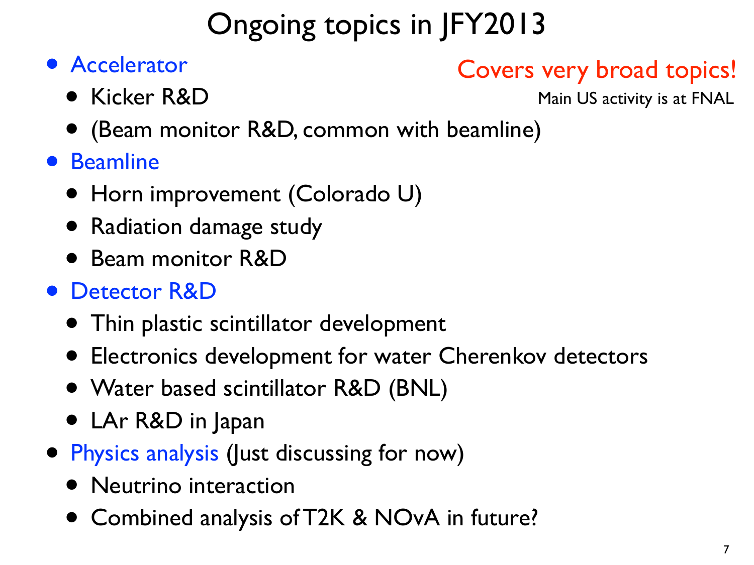# Ongoing topics in JFY2013

Covers very broad topics!

Main US activity is at FNAL

- Accelerator
  - Kicker R&D
  - (Beam monitor R&D, common with beamline)
- Beamline
  - Horn improvement (Colorado U)
  - Radiation damage study
  - Beam monitor R&D
- Detector R&D
  - Thin plastic scintillator development
  - Electronics development for water Cherenkov detectors
  - Water based scintillator R&D (BNL)
  - LAr R&D in Japan
- Physics analysis (Just discussing for now)
  - Neutrino interaction
  - Combined analysis of T2K & NOvA in future?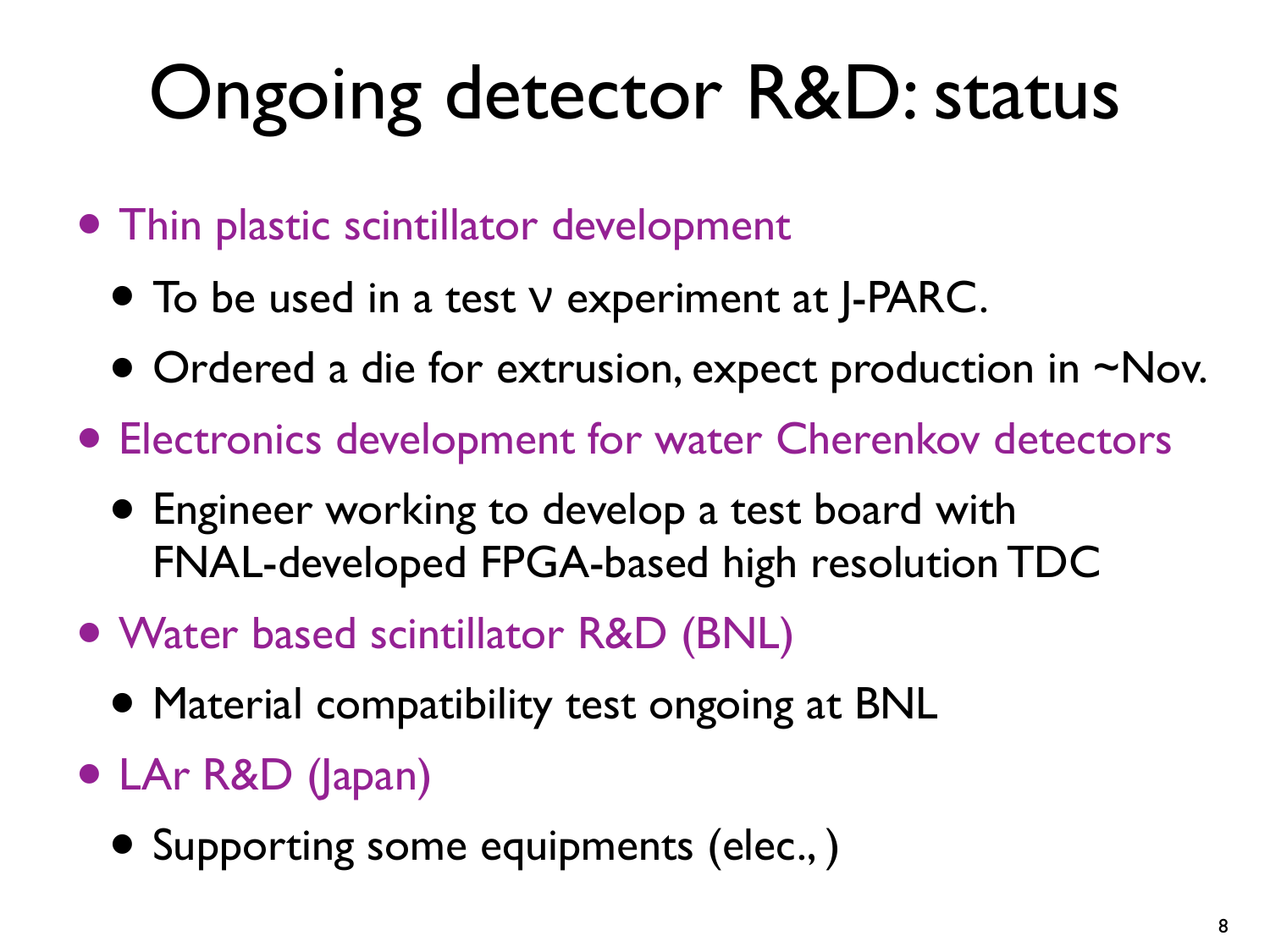# Ongoing detector R&D: status

- Thin plastic scintillator development
  - To be used in a test ν experiment at J-PARC.
  - Ordered a die for extrusion, expect production in ~Nov.
- Electronics development for water Cherenkov detectors
  - Engineer working to develop a test board with FNAL-developed FPGA-based high resolution TDC
- Water based scintillator R&D (BNL)
  - Material compatibility test ongoing at BNL
- LAr R&D (Japan)
  - Supporting some equipments (elec., )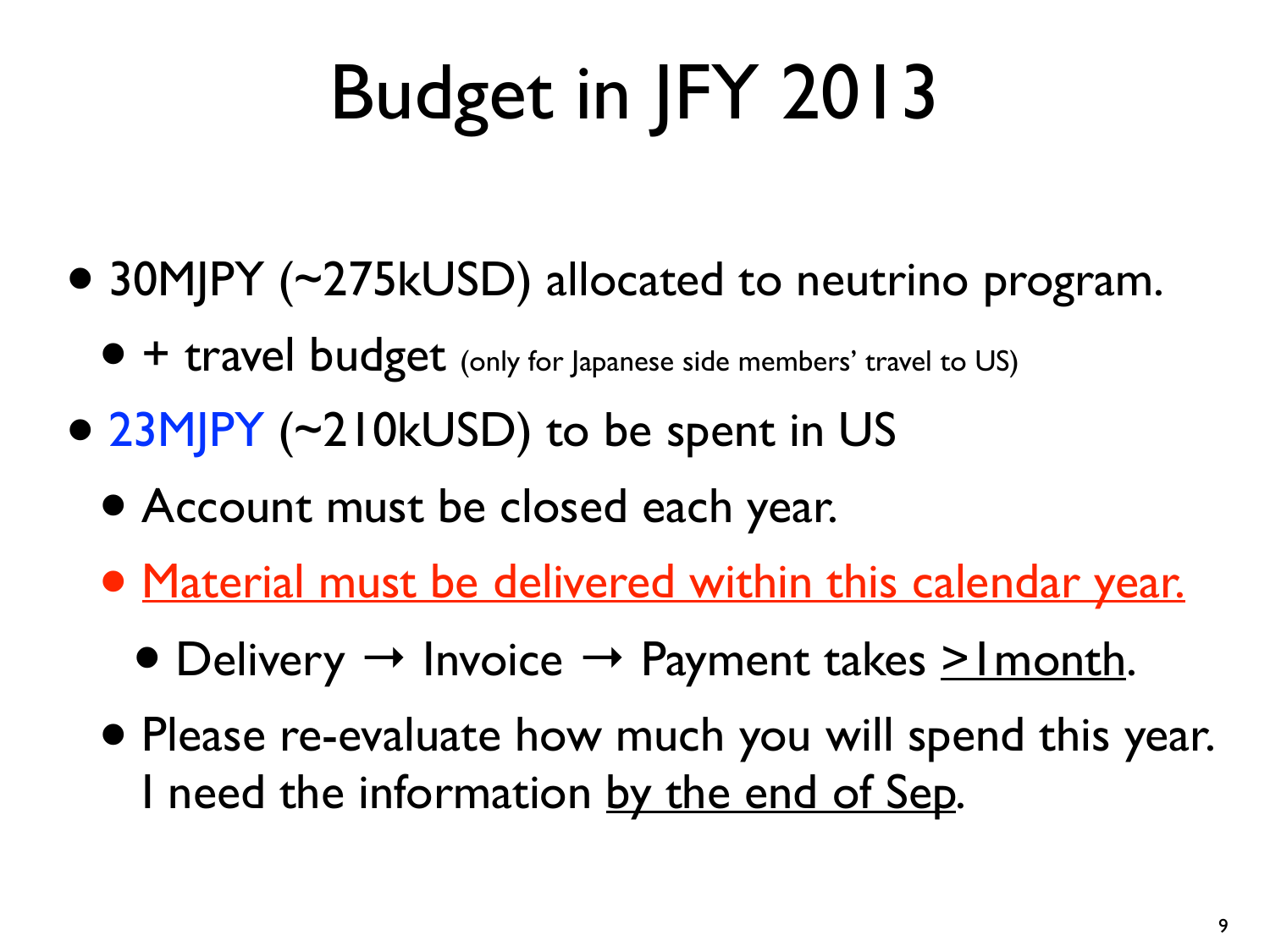# Budget in JFY 2013

- 30MJPY (~275kUSD) allocated to neutrino program.
  - + travel budget (only for Japanese side members' travel to US)
- 23MJPY (~210kUSD) to be spent in US
  - Account must be closed each year.
  - Material must be delivered within this calendar year.
    - Delivery → Invoice → Payment takes ≥1month.
  - Please re-evaluate how much you will spend this year. I need the information by the end of Sep.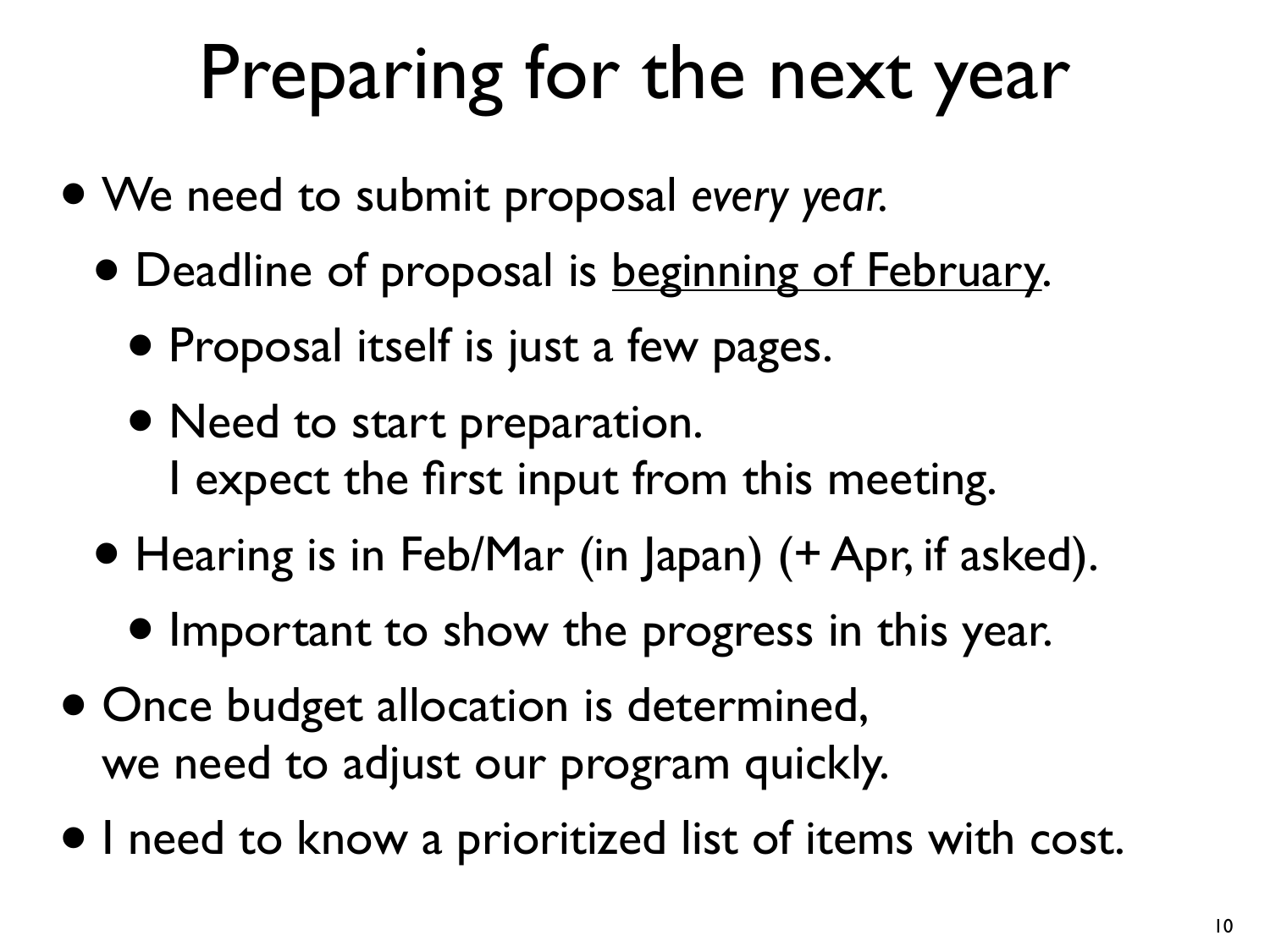# Preparing for the next year

- We need to submit proposal *every year.*
  - Deadline of proposal is <u>beginning of February</u>.
    - Proposal itself is just a few pages.
    - Need to start preparation.
      I expect the first input from this meeting.
  - Hearing is in Feb/Mar (in Japan) (+ Apr, if asked).
    - Important to show the progress in this year.
- Once budget allocation is determined,
  we need to adjust our program quickly.
- I need to know a prioritized list of items with cost.